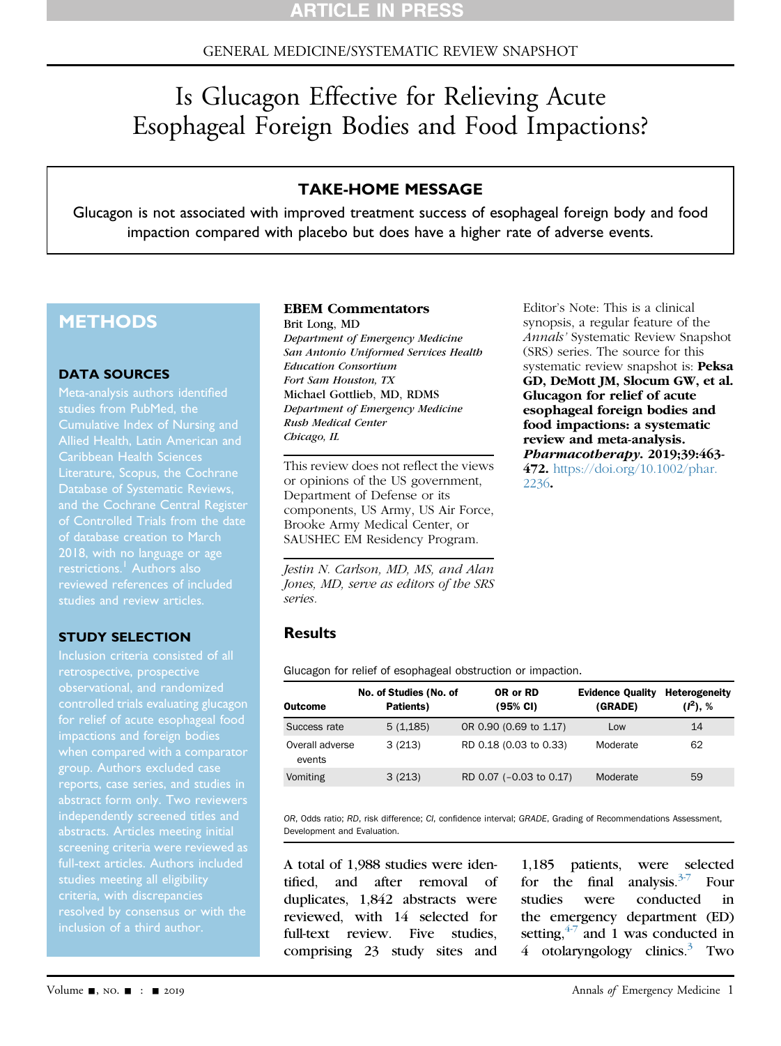ARTICLE IN PRESS

GENERAL MEDICINE/SYSTEMATIC REVIEW SNAPSHOT

# Is Glucagon Effective for Relieving Acute Esophageal Foreign Bodies and Food Impactions?

## TAKE-HOME MESSAGE

Glucagon is not associated with improved treatment success of esophageal foreign body and food impaction compared with placebo but does have a higher rate of adverse events.

## METHODS

### DATA SOURCES

Meta-analysis authors identified studies from PubMed, the Cumulative Index of Nursing and Allied Health, Latin American and Caribbean Health Sciences Literature, Scopus, the Cochrane Database of Systematic Reviews, and the Cochrane Central Register of Controlled Trials from the date of database creation to March 2018, with no language or age restrictions.[1] Authors also reviewed references of included studies and review articles.

### STUDY SELECTION

Inclusion criteria consisted of all retrospective, prospective observational, and randomized controlled trials evaluating glucagon for relief of acute esophageal food impactions and foreign bodies when compared with a comparator group. Authors excluded case reports, case series, and studies in abstract form only. Two reviewers independently screened titles and abstracts. Articles meeting initial screening criteria were reviewed as full-text articles. Authors included studies meeting all eligibility criteria, with discrepancies resolved by consensus or with the inclusion of a third author.

**EBEM Commentators**

Brit Long, MD
*Department of Emergency Medicine*
*San Antonio Uniformed Services Health Education Consortium*
*Fort Sam Houston, TX*

Michael Gottlieb, MD, RDMS
*Department of Emergency Medicine*
*Rush Medical Center*
*Chicago, IL*

This review does not reflect the views or opinions of the US government, Department of Defense or its components, US Army, US Air Force, Brooke Army Medical Center, or SAUSHEC EM Residency Program.

*Jestin N. Carlson, MD, MS, and Alan Jones, MD, serve as editors of the SRS series.*

Editor's Note: This is a clinical synopsis, a regular feature of the *Annals'* Systematic Review Snapshot (SRS) series. The source for this systematic review snapshot is: **Peksa GD, DeMott JM, Slocum GW, et al. Glucagon for relief of acute esophageal foreign bodies and food impactions: a systematic review and meta-analysis. *Pharmacotherapy*. 2019;39:463-472.** https://doi.org/10.1002/phar.2236**.**

### Results

Glucagon for relief of esophageal obstruction or impaction.

| Outcome | No. of Studies (No. of Patients) | OR or RD (95% CI) | Evidence Quality (GRADE) | Heterogeneity ($I^2$), % |
|---|---|---|---|---|
| Success rate | 5 (1,185) | OR 0.90 (0.69 to 1.17) | Low | 14 |
| Overall adverse events | 3 (213) | RD 0.18 (0.03 to 0.33) | Moderate | 62 |
| Vomiting | 3 (213) | RD 0.07 (−0.03 to 0.17) | Moderate | 59 |

*OR*, Odds ratio; *RD*, risk difference; *CI*, confidence interval; *GRADE*, Grading of Recommendations Assessment, Development and Evaluation.

A total of 1,988 studies were identified, and after removal of duplicates, 1,842 abstracts were reviewed, with 14 selected for full-text review. Five studies, comprising 23 study sites and 1,185 patients, were selected for the final analysis.[3-7] Four studies were conducted in the emergency department (ED) setting,[4-7] and 1 was conducted in 4 otolaryngology clinics.[3] Two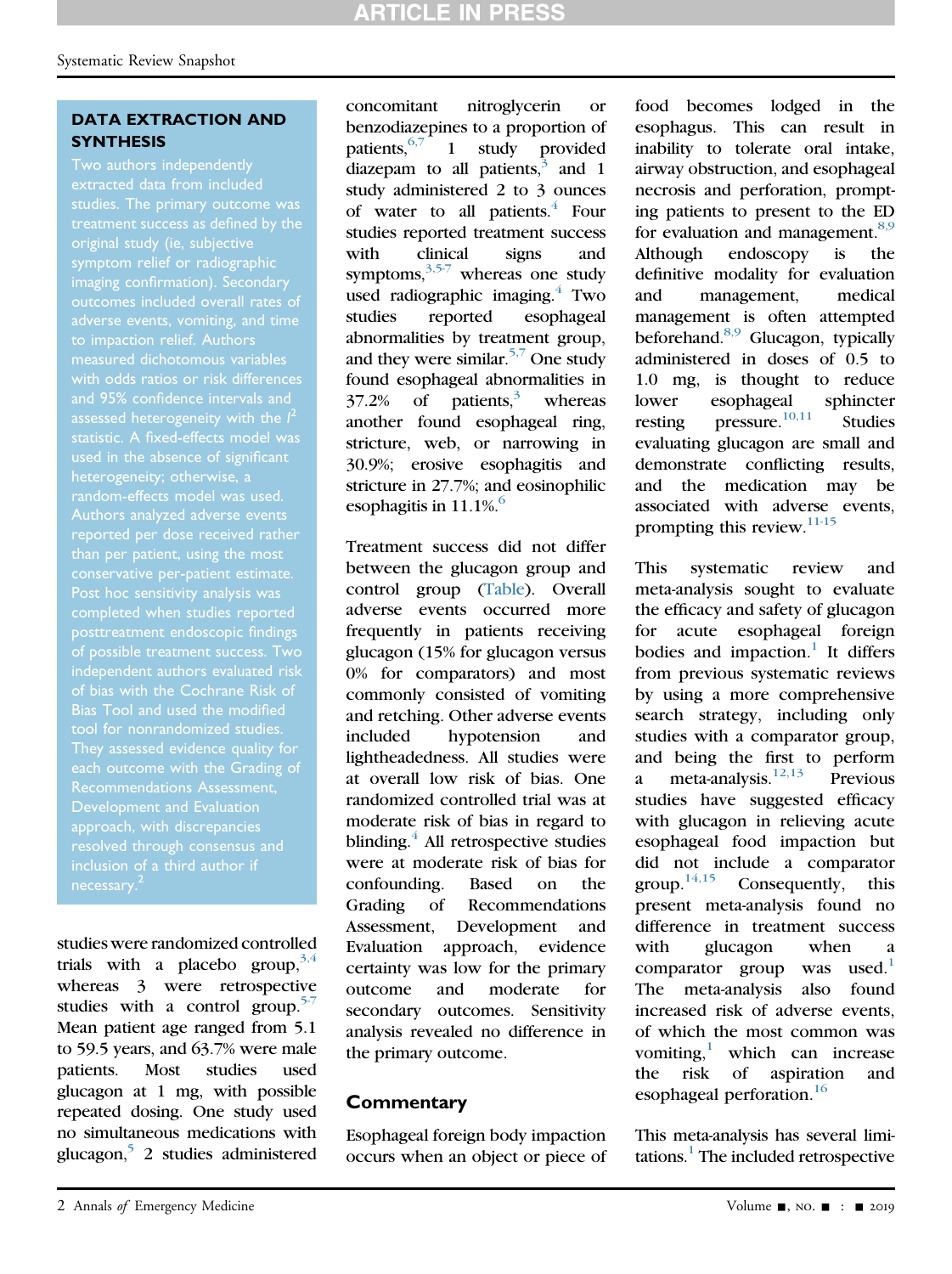## DATA EXTRACTION AND SYNTHESIS

Two authors independently extracted data from included studies. The primary outcome was treatment success as defined by the original study (ie, subjective symptom relief or radiographic imaging confirmation). Secondary outcomes included overall rates of adverse events, vomiting, and time to impaction relief. Authors measured dichotomous variables with odds ratios or risk differences and 95% confidence intervals and assessed heterogeneity with the $I^2$ statistic. A fixed-effects model was used in the absence of significant heterogeneity; otherwise, a random-effects model was used. Authors analyzed adverse events reported per dose received rather than per patient, using the most conservative per-patient estimate. Post hoc sensitivity analysis was completed when studies reported posttreatment endoscopic findings of possible treatment success. Two independent authors evaluated risk of bias with the Cochrane Risk of Bias Tool and used the modified tool for nonrandomized studies. They assessed evidence quality for each outcome with the Grading of Recommendations Assessment, Development and Evaluation approach, with discrepancies resolved through consensus and inclusion of a third author if necessary.[2]

studies were randomized controlled trials with a placebo group,[3,4] whereas 3 were retrospective studies with a control group.[5-7] Mean patient age ranged from 5.1 to 59.5 years, and 63.7% were male patients. Most studies used glucagon at 1 mg, with possible repeated dosing. One study used no simultaneous medications with glucagon,[5] 2 studies administered concomitant nitroglycerin or benzodiazepines to a proportion of patients,[6,7] 1 study provided diazepam to all patients,[3] and 1 study administered 2 to 3 ounces of water to all patients.[4] Four studies reported treatment success with clinical signs and symptoms,[3,5-7] whereas one study used radiographic imaging.[4] Two studies reported esophageal abnormalities by treatment group, and they were similar.[5,7] One study found esophageal abnormalities in 37.2% of patients,[3] whereas another found esophageal ring, stricture, web, or narrowing in 30.9%; erosive esophagitis and stricture in 27.7%; and eosinophilic esophagitis in 11.1%.[6]

Treatment success did not differ between the glucagon group and control group (Table). Overall adverse events occurred more frequently in patients receiving glucagon (15% for glucagon versus 0% for comparators) and most commonly consisted of vomiting and retching. Other adverse events included hypotension and lightheadedness. All studies were at overall low risk of bias. One randomized controlled trial was at moderate risk of bias in regard to blinding.[4] All retrospective studies were at moderate risk of bias for confounding. Based on the Grading of Recommendations Assessment, Development and Evaluation approach, evidence certainty was low for the primary outcome and moderate for secondary outcomes. Sensitivity analysis revealed no difference in the primary outcome.

## Commentary

Esophageal foreign body impaction occurs when an object or piece of food becomes lodged in the esophagus. This can result in inability to tolerate oral intake, airway obstruction, and esophageal necrosis and perforation, prompting patients to present to the ED for evaluation and management.[8,9] Although endoscopy is the definitive modality for evaluation and management, medical management is often attempted beforehand.[8,9] Glucagon, typically administered in doses of 0.5 to 1.0 mg, is thought to reduce lower esophageal sphincter resting pressure.[10,11] Studies evaluating glucagon are small and demonstrate conflicting results, and the medication may be associated with adverse events, prompting this review.[11-15]

This systematic review and meta-analysis sought to evaluate the efficacy and safety of glucagon for acute esophageal foreign bodies and impaction.[1] It differs from previous systematic reviews by using a more comprehensive search strategy, including only studies with a comparator group, and being the first to perform a meta-analysis.[12,13] Previous studies have suggested efficacy with glucagon in relieving acute esophageal food impaction but did not include a comparator group.[14,15] Consequently, this present meta-analysis found no difference in treatment success with glucagon when a comparator group was used.[1] The meta-analysis also found increased risk of adverse events, of which the most common was vomiting,[1] which can increase the risk of aspiration and esophageal perforation.[16]

This meta-analysis has several limitations.[1] The included retrospective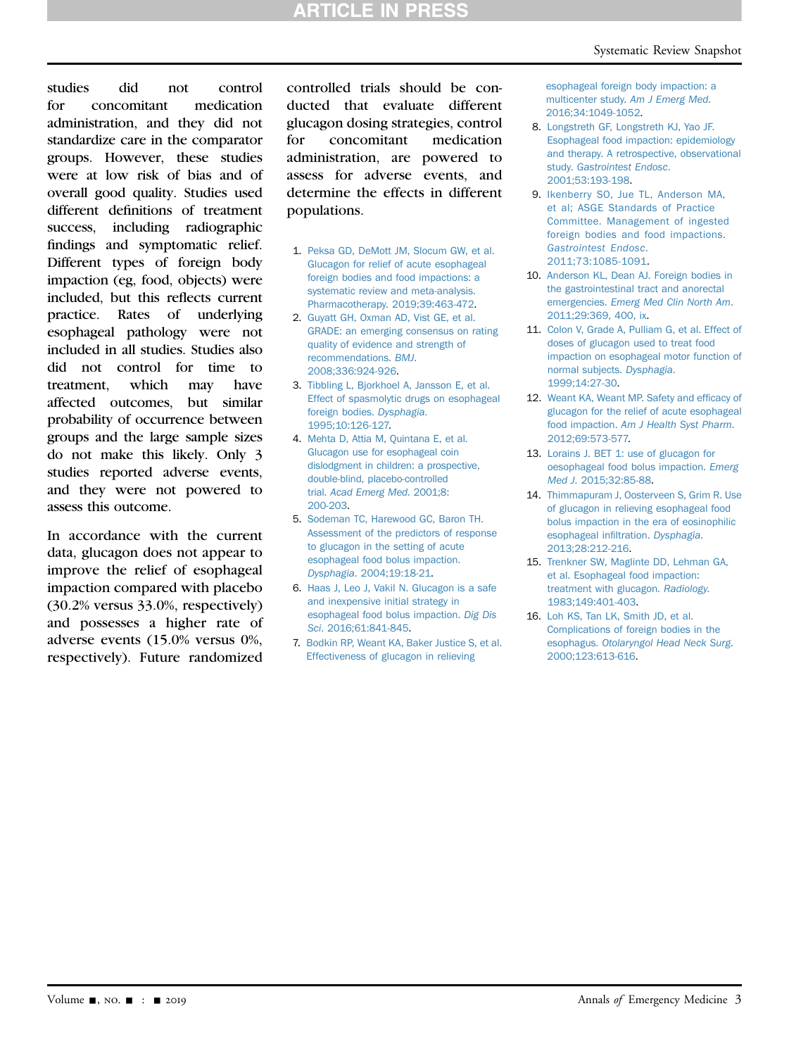studies did not control for concomitant medication administration, and they did not standardize care in the comparator groups. However, these studies were at low risk of bias and of overall good quality. Studies used different definitions of treatment success, including radiographic findings and symptomatic relief. Different types of foreign body impaction (eg, food, objects) were included, but this reflects current practice. Rates of underlying esophageal pathology were not included in all studies. Studies also did not control for time to treatment, which may have affected outcomes, but similar probability of occurrence between groups and the large sample sizes do not make this likely. Only 3 studies reported adverse events, and they were not powered to assess this outcome.

In accordance with the current data, glucagon does not appear to improve the relief of esophageal impaction compared with placebo (30.2% versus 33.0%, respectively) and possesses a higher rate of adverse events (15.0% versus 0%, respectively). Future randomized controlled trials should be conducted that evaluate different glucagon dosing strategies, control for concomitant medication administration, are powered to assess for adverse events, and determine the effects in different populations.

1. Peksa GD, DeMott JM, Slocum GW, et al. Glucagon for relief of acute esophageal foreign bodies and food impactions: a systematic review and meta-analysis. Pharmacotherapy. 2019;39:463-472.
2. Guyatt GH, Oxman AD, Vist GE, et al. GRADE: an emerging consensus on rating quality of evidence and strength of recommendations. *BMJ*. 2008;336:924-926.
3. Tibbling L, Bjorkhoel A, Jansson E, et al. Effect of spasmolytic drugs on esophageal foreign bodies. *Dysphagia*. 1995;10:126-127.
4. Mehta D, Attia M, Quintana E, et al. Glucagon use for esophageal coin dislodgment in children: a prospective, double-blind, placebo-controlled trial. *Acad Emerg Med*. 2001;8:200-203.
5. Sodeman TC, Harewood GC, Baron TH. Assessment of the predictors of response to glucagon in the setting of acute esophageal food bolus impaction. *Dysphagia*. 2004;19:18-21.
6. Haas J, Leo J, Vakil N. Glucagon is a safe and inexpensive initial strategy in esophageal food bolus impaction. *Dig Dis Sci*. 2016;61:841-845.
7. Bodkin RP, Weant KA, Baker Justice S, et al. Effectiveness of glucagon in relieving esophageal foreign body impaction: a multicenter study. *Am J Emerg Med*. 2016;34:1049-1052.
8. Longstreth GF, Longstreth KJ, Yao JF. Esophageal food impaction: epidemiology and therapy. A retrospective, observational study. *Gastrointest Endosc*. 2001;53:193-198.
9. Ikenberry SO, Jue TL, Anderson MA, et al; ASGE Standards of Practice Committee. Management of ingested foreign bodies and food impactions. *Gastrointest Endosc*. 2011;73:1085-1091.
10. Anderson KL, Dean AJ. Foreign bodies in the gastrointestinal tract and anorectal emergencies. *Emerg Med Clin North Am*. 2011;29:369, 400, ix.
11. Colon V, Grade A, Pulliam G, et al. Effect of doses of glucagon used to treat food impaction on esophageal motor function of normal subjects. *Dysphagia*. 1999;14:27-30.
12. Weant KA, Weant MP. Safety and efficacy of glucagon for the relief of acute esophageal food impaction. *Am J Health Syst Pharm*. 2012;69:573-577.
13. Lorains J. BET 1: use of glucagon for oesophageal food bolus impaction. *Emerg Med J*. 2015;32:85-88.
14. Thimmapuram J, Oosterveen S, Grim R. Use of glucagon in relieving esophageal food bolus impaction in the era of eosinophilic esophageal infiltration. *Dysphagia*. 2013;28:212-216.
15. Trenkner SW, Maglinte DD, Lehman GA, et al. Esophageal food impaction: treatment with glucagon. *Radiology*. 1983;149:401-403.
16. Loh KS, Tan LK, Smith JD, et al. Complications of foreign bodies in the esophagus. *Otolaryngol Head Neck Surg*. 2000;123:613-616.